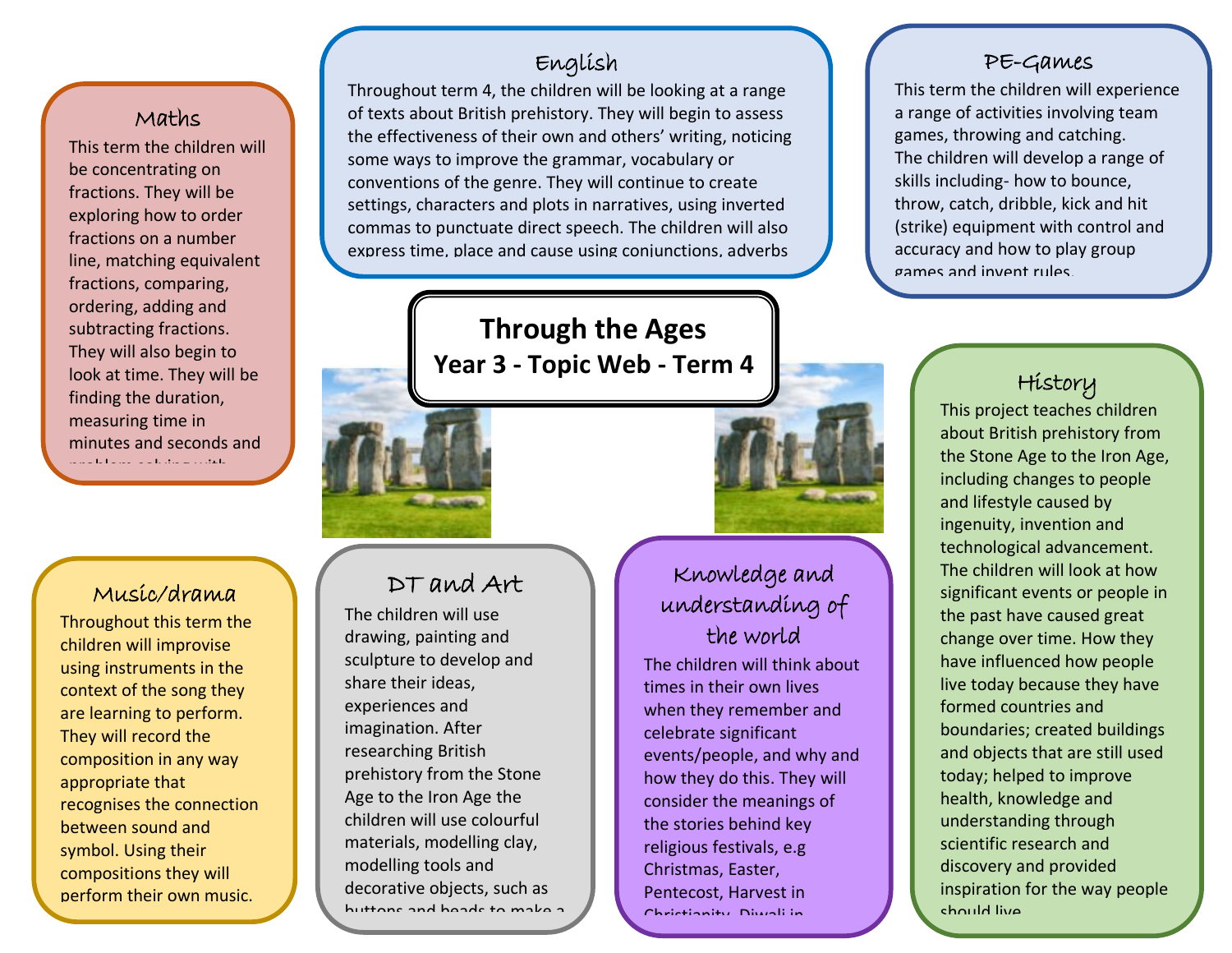# Through the Ages

## Year 3 - Topic Web - Term 4

### Maths

This term the children will be concentrating on fractions. They will be exploring how to order fractions on a number line, matching equivalent fractions, comparing, ordering, adding and subtracting fractions. They will also begin to look at time. They will be finding the duration, measuring time in minutes and seconds and problem solving with

### English

Throughout term 4, the children will be looking at a range of texts about British prehistory. They will begin to assess the effectiveness of their own and others' writing, noticing some ways to improve the grammar, vocabulary or conventions of the genre. They will continue to create settings, characters and plots in narratives, using inverted commas to punctuate direct speech. The children will also express time, place and cause using conjunctions, adverbs

### PE-Games

This term the children will experience a range of activities involving team games, throwing and catching.
The children will develop a range of skills including- how to bounce, throw, catch, dribble, kick and hit (strike) equipment with control and accuracy and how to play group games and invent rules.

### History

This project teaches children about British prehistory from the Stone Age to the Iron Age, including changes to people and lifestyle caused by ingenuity, invention and technological advancement. The children will look at how significant events or people in the past have caused great change over time. How they have influenced how people live today because they have formed countries and boundaries; created buildings and objects that are still used today; helped to improve health, knowledge and understanding through scientific research and discovery and provided inspiration for the way people should live.

### Music/drama

Throughout this term the children will improvise using instruments in the context of the song they are learning to perform. They will record the composition in any way appropriate that recognises the connection between sound and symbol. Using their compositions they will perform their own music.

### DT and Art

The children will use drawing, painting and sculpture to develop and share their ideas, experiences and imagination. After researching British prehistory from the Stone Age to the Iron Age the children will use colourful materials, modelling clay, modelling tools and decorative objects, such as buttons and beads to make a

### Knowledge and understanding of the world

The children will think about times in their own lives when they remember and celebrate significant events/people, and why and how they do this. They will consider the meanings of the stories behind key religious festivals, e.g Christmas, Easter, Pentecost, Harvest in Christianity, Diwali in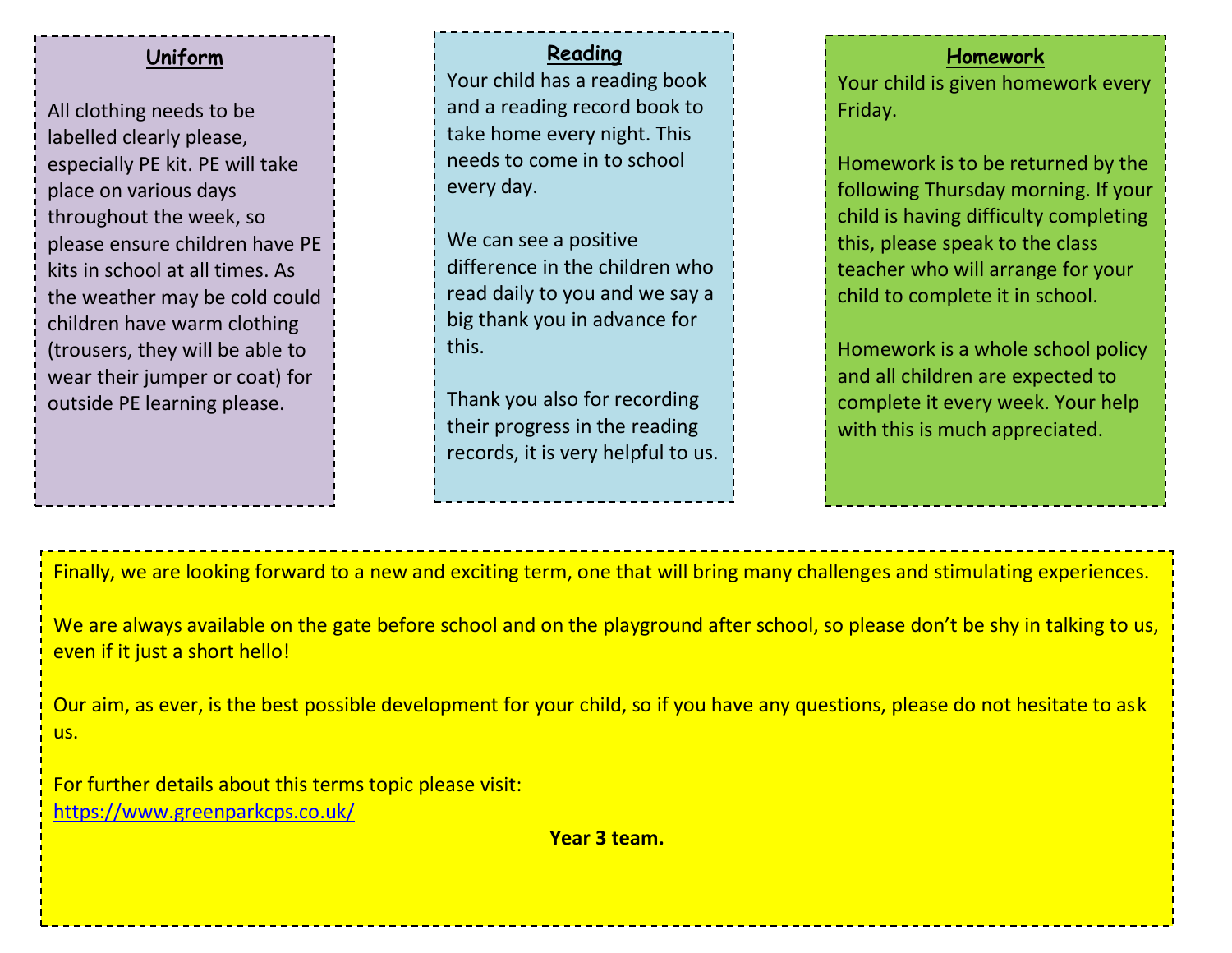## Uniform

All clothing needs to be labelled clearly please, especially PE kit. PE will take place on various days throughout the week, so please ensure children have PE kits in school at all times. As the weather may be cold could children have warm clothing (trousers, they will be able to wear their jumper or coat) for outside PE learning please.

## Reading

Your child has a reading book and a reading record book to take home every night. This needs to come in to school every day.

We can see a positive difference in the children who read daily to you and we say a big thank you in advance for this.

Thank you also for recording their progress in the reading records, it is very helpful to us.

## Homework

Your child is given homework every Friday.

Homework is to be returned by the following Thursday morning. If your child is having difficulty completing this, please speak to the class teacher who will arrange for your child to complete it in school.

Homework is a whole school policy and all children are expected to complete it every week. Your help with this is much appreciated.

---

Finally, we are looking forward to a new and exciting term, one that will bring many challenges and stimulating experiences.

We are always available on the gate before school and on the playground after school, so please don't be shy in talking to us, even if it just a short hello!

Our aim, as ever, is the best possible development for your child, so if you have any questions, please do not hesitate to ask us.

For further details about this terms topic please visit:
https://www.greenparkcps.co.uk/

**Year 3 team.**